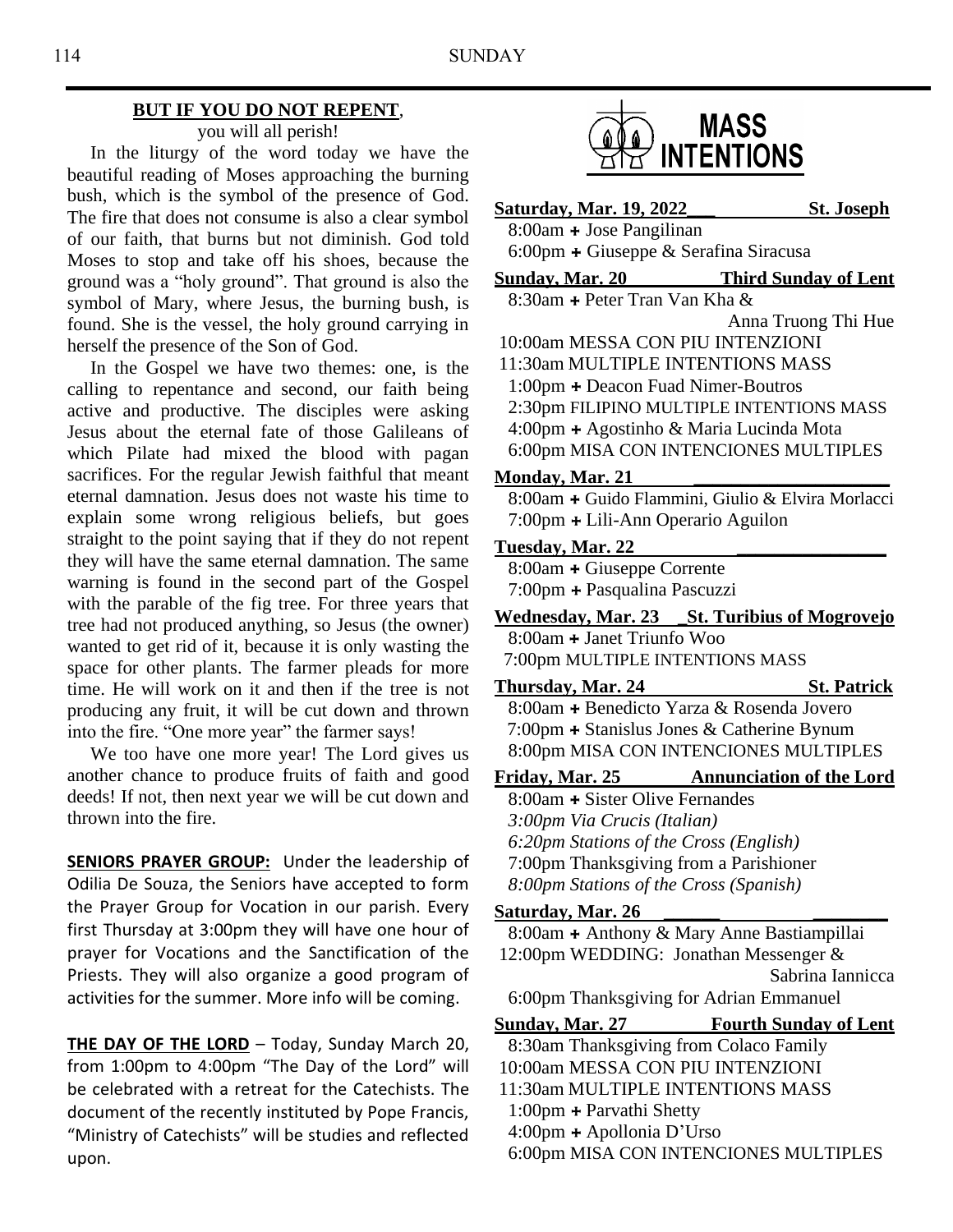## BUT IF YOU DO NOT REPENT,

you will all perish!

In the liturgy of the word today we have the beautiful reading of Moses approaching the burning bush, which is the symbol of the presence of God. The fire that does not consume is also a clear symbol of our faith, that burns but not diminish. God told Moses to stop and take off his shoes, because the ground was a "holy ground". That ground is also the symbol of Mary, where Jesus, the burning bush, is found. She is the vessel, the holy ground carrying in herself the presence of the Son of God.

In the Gospel we have two themes: one, is the calling to repentance and second, our faith being active and productive. The disciples were asking Jesus about the eternal fate of those Galileans of which Pilate had mixed the blood with pagan sacrifices. For the regular Jewish faithful that meant eternal damnation. Jesus does not waste his time to explain some wrong religious beliefs, but goes straight to the point saying that if they do not repent they will have the same eternal damnation. The same warning is found in the second part of the Gospel with the parable of the fig tree. For three years that tree had not produced anything, so Jesus (the owner) wanted to get rid of it, because it is only wasting the space for other plants. The farmer pleads for more time. He will work on it and then if the tree is not producing any fruit, it will be cut down and thrown into the fire. "One more year" the farmer says!

We too have one more year! The Lord gives us another chance to produce fruits of faith and good deeds! If not, then next year we will be cut down and thrown into the fire.

**SENIORS PRAYER GROUP:** Under the leadership of Odilia De Souza, the Seniors have accepted to form the Prayer Group for Vocation in our parish. Every first Thursday at 3:00pm they will have one hour of prayer for Vocations and the Sanctification of the Priests. They will also organize a good program of activities for the summer. More info will be coming.

**THE DAY OF THE LORD** – Today, Sunday March 20, from 1:00pm to 4:00pm "The Day of the Lord" will be celebrated with a retreat for the Catechists. The document of the recently instituted by Pope Francis, "Ministry of Catechists" will be studies and reflected upon.

## MASS INTENTIONS

**Saturday, Mar. 19, 2022 — St. Joseph**
- 8:00am + Jose Pangilinan
- 6:00pm + Giuseppe & Serafina Siracusa

**Sunday, Mar. 20 — Third Sunday of Lent**
- 8:30am + Peter Tran Van Kha & Anna Truong Thi Hue
- 10:00am MESSA CON PIU INTENZIONI
- 11:30am MULTIPLE INTENTIONS MASS
- 1:00pm + Deacon Fuad Nimer-Boutros
- 2:30pm FILIPINO MULTIPLE INTENTIONS MASS
- 4:00pm + Agostinho & Maria Lucinda Mota
- 6:00pm MISA CON INTENCIONES MULTIPLES

**Monday, Mar. 21**
- 8:00am + Guido Flammini, Giulio & Elvira Morlacci
- 7:00pm + Lili-Ann Operario Aguilon

**Tuesday, Mar. 22**
- 8:00am + Giuseppe Corrente
- 7:00pm + Pasqualina Pascuzzi

**Wednesday, Mar. 23 — St. Turibius of Mogrovejo**
- 8:00am + Janet Triunfo Woo
- 7:00pm MULTIPLE INTENTIONS MASS

**Thursday, Mar. 24 — St. Patrick**
- 8:00am + Benedicto Yarza & Rosenda Jovero
- 7:00pm + Stanislus Jones & Catherine Bynum
- 8:00pm MISA CON INTENCIONES MULTIPLES

**Friday, Mar. 25 — Annunciation of the Lord**
- 8:00am + Sister Olive Fernandes
- *3:00pm Via Crucis (Italian)*
- *6:20pm Stations of the Cross (English)*
- 7:00pm Thanksgiving from a Parishioner
- *8:00pm Stations of the Cross (Spanish)*

**Saturday, Mar. 26**
- 8:00am + Anthony & Mary Anne Bastiampillai
- 12:00pm WEDDING: Jonathan Messenger & Sabrina Iannicca
- 6:00pm Thanksgiving for Adrian Emmanuel

**Sunday, Mar. 27 — Fourth Sunday of Lent**
- 8:30am Thanksgiving from Colaco Family
- 10:00am MESSA CON PIU INTENZIONI
- 11:30am MULTIPLE INTENTIONS MASS
- 1:00pm + Parvathi Shetty
- 4:00pm + Apollonia D'Urso
- 6:00pm MISA CON INTENCIONES MULTIPLES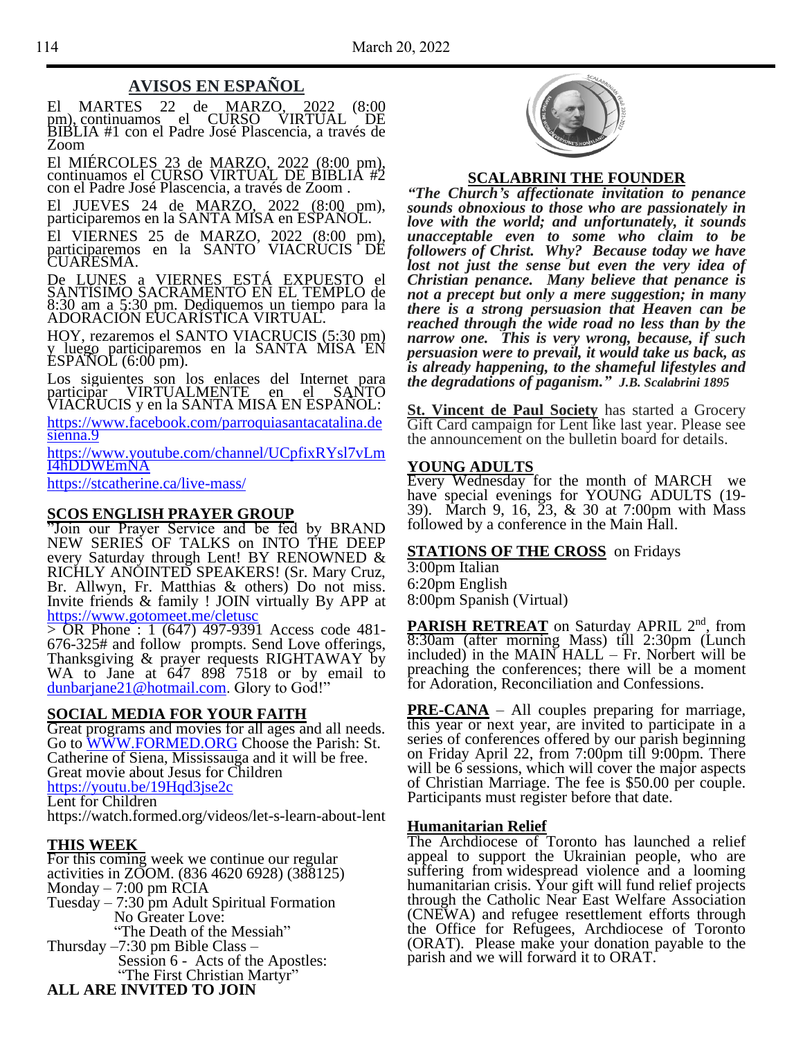## AVISOS EN ESPAÑOL

El MARTES 22 de MARZO, 2022 (8:00 pm), continuamos el CURSO VIRTUAL DE BIBLIA #1 con el Padre José Plascencia, a través de Zoom

El MIÉRCOLES 23 de MARZO, 2022 (8:00 pm), continuamos el CURSO VIRTUAL DE BIBLIA #2 con el Padre José Plascencia, a través de Zoom .

El JUEVES 24 de MARZO, 2022 (8:00 pm), participaremos en la SANTA MISA en ESPAÑOL.

El VIERNES 25 de MARZO, 2022 (8:00 pm), participaremos en la SANTO VIACRUCIS DE CUARESMA.

De LUNES a VIERNES ESTÁ EXPUESTO el SANTÍSIMO SACRAMENTO EN EL TEMPLO de 8:30 am a 5:30 pm. Dediquemos un tiempo para la ADORACIÓN EUCARÍSTICA VIRTUAL.

HOY, rezaremos el SANTO VIACRUCIS (5:30 pm) y luego participaremos en la SANTA MISA EN ESPAÑOL (6:00 pm).

Los siguientes son los enlaces del Internet para participar VIRTUALMENTE en el SANTO VIACRUCIS y en la SANTA MISA EN ESPAÑOL:

https://www.facebook.com/parroquiasantacatalina.desienna.9

https://www.youtube.com/channel/UCpfixRYsl7vLmI4hDDWEmNA

https://stcatherine.ca/live-mass/

## SCOS ENGLISH PRAYER GROUP

"Join our Prayer Service and be fed by BRAND NEW SERIES OF TALKS on INTO THE DEEP every Saturday through Lent! BY RENOWNED & RICHLY ANOINTED SPEAKERS! (Sr. Mary Cruz, Br. Allwyn, Fr. Matthias & others) Do not miss. Invite friends & family ! JOIN virtually By APP at https://www.gotomeet.me/cletusc
> OR Phone : 1 (647) 497-9391 Access code 481-676-325# and follow prompts. Send Love offerings, Thanksgiving & prayer requests RIGHTAWAY by WA to Jane at 647 898 7518 or by email to dunbarjane21@hotmail.com. Glory to God!"

## SOCIAL MEDIA FOR YOUR FAITH

Great programs and movies for all ages and all needs. Go to WWW.FORMED.ORG Choose the Parish: St. Catherine of Siena, Mississauga and it will be free.
Great movie about Jesus for Children
https://youtu.be/19Hqd3jse2c
Lent for Children
https://watch.formed.org/videos/let-s-learn-about-lent

## THIS WEEK

For this coming week we continue our regular activities in ZOOM. (836 4620 6928) (388125)
Monday – 7:00 pm RCIA
Tuesday – 7:30 pm Adult Spiritual Formation
No Greater Love:
"The Death of the Messiah"
Thursday –7:30 pm Bible Class –
Session 6 - Acts of the Apostles:
"The First Christian Martyr"
**ALL ARE INVITED TO JOIN**

## SCALABRINI THE FOUNDER

***"The Church's affectionate invitation to penance sounds obnoxious to those who are passionately in love with the world; and unfortunately, it sounds unacceptable even to some who claim to be followers of Christ. Why? Because today we have lost not just the sense but even the very idea of Christian penance. Many believe that penance is not a precept but only a mere suggestion; in many there is a strong persuasion that Heaven can be reached through the wide road no less than by the narrow one. This is very wrong, because, if such persuasion were to prevail, it would take us back, as is already happening, to the shameful lifestyles and the degradations of paganism." J.B. Scalabrini 1895***

**St. Vincent de Paul Society** has started a Grocery Gift Card campaign for Lent like last year. Please see the announcement on the bulletin board for details.

## YOUNG ADULTS

Every Wednesday for the month of MARCH we have special evenings for YOUNG ADULTS (19-39). March 9, 16, 23, & 30 at 7:00pm with Mass followed by a conference in the Main Hall.

## STATIONS OF THE CROSS on Fridays

3:00pm Italian
6:20pm English
8:00pm Spanish (Virtual)

**PARISH RETREAT** on Saturday APRIL 2nd, from 8:30am (after morning Mass) till 2:30pm (Lunch included) in the MAIN HALL – Fr. Norbert will be preaching the conferences; there will be a moment for Adoration, Reconciliation and Confessions.

**PRE-CANA** – All couples preparing for marriage, this year or next year, are invited to participate in a series of conferences offered by our parish beginning on Friday April 22, from 7:00pm till 9:00pm. There will be 6 sessions, which will cover the major aspects of Christian Marriage. The fee is $50.00 per couple. Participants must register before that date.

## Humanitarian Relief

The Archdiocese of Toronto has launched a relief appeal to support the Ukrainian people, who are suffering from widespread violence and a looming humanitarian crisis. Your gift will fund relief projects through the Catholic Near East Welfare Association (CNEWA) and refugee resettlement efforts through the Office for Refugees, Archdiocese of Toronto (ORAT). Please make your donation payable to the parish and we will forward it to ORAT.